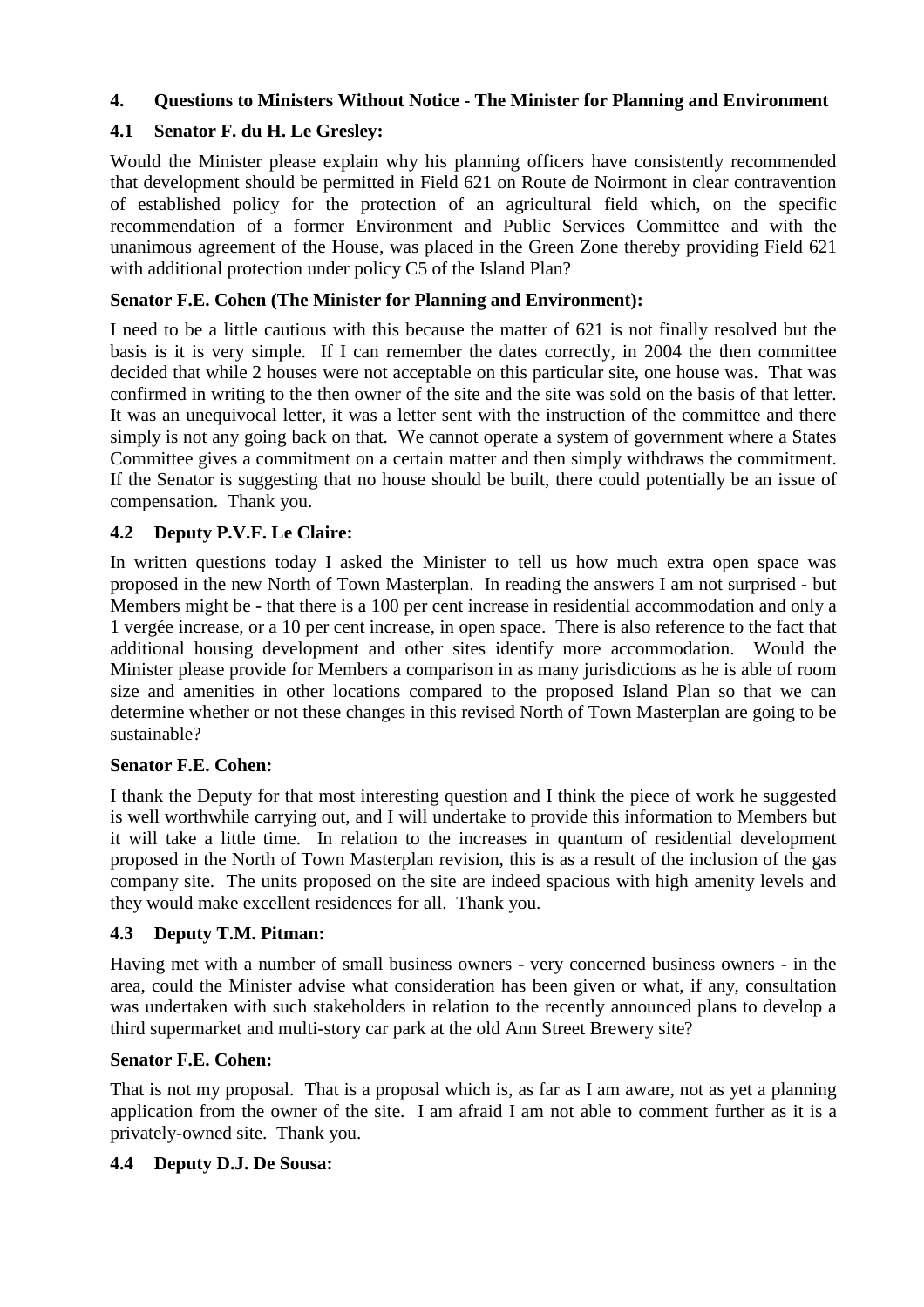## 4. Questions to Ministers Without Notice - The Minister for Planning and Environment

### 4.1 Senator F. du H. Le Gresley:

Would the Minister please explain why his planning officers have consistently recommended that development should be permitted in Field 621 on Route de Noirmont in clear contravention of established policy for the protection of an agricultural field which, on the specific recommendation of a former Environment and Public Services Committee and with the unanimous agreement of the House, was placed in the Green Zone thereby providing Field 621 with additional protection under policy C5 of the Island Plan?

**Senator F.E. Cohen (The Minister for Planning and Environment):**

I need to be a little cautious with this because the matter of 621 is not finally resolved but the basis is it is very simple. If I can remember the dates correctly, in 2004 the then committee decided that while 2 houses were not acceptable on this particular site, one house was. That was confirmed in writing to the then owner of the site and the site was sold on the basis of that letter. It was an unequivocal letter, it was a letter sent with the instruction of the committee and there simply is not any going back on that. We cannot operate a system of government where a States Committee gives a commitment on a certain matter and then simply withdraws the commitment. If the Senator is suggesting that no house should be built, there could potentially be an issue of compensation. Thank you.

### 4.2 Deputy P.V.F. Le Claire:

In written questions today I asked the Minister to tell us how much extra open space was proposed in the new North of Town Masterplan. In reading the answers I am not surprised - but Members might be - that there is a 100 per cent increase in residential accommodation and only a 1 vergée increase, or a 10 per cent increase, in open space. There is also reference to the fact that additional housing development and other sites identify more accommodation. Would the Minister please provide for Members a comparison in as many jurisdictions as he is able of room size and amenities in other locations compared to the proposed Island Plan so that we can determine whether or not these changes in this revised North of Town Masterplan are going to be sustainable?

**Senator F.E. Cohen:**

I thank the Deputy for that most interesting question and I think the piece of work he suggested is well worthwhile carrying out, and I will undertake to provide this information to Members but it will take a little time. In relation to the increases in quantum of residential development proposed in the North of Town Masterplan revision, this is as a result of the inclusion of the gas company site. The units proposed on the site are indeed spacious with high amenity levels and they would make excellent residences for all. Thank you.

### 4.3 Deputy T.M. Pitman:

Having met with a number of small business owners - very concerned business owners - in the area, could the Minister advise what consideration has been given or what, if any, consultation was undertaken with such stakeholders in relation to the recently announced plans to develop a third supermarket and multi-story car park at the old Ann Street Brewery site?

**Senator F.E. Cohen:**

That is not my proposal. That is a proposal which is, as far as I am aware, not as yet a planning application from the owner of the site. I am afraid I am not able to comment further as it is a privately-owned site. Thank you.

### 4.4 Deputy D.J. De Sousa: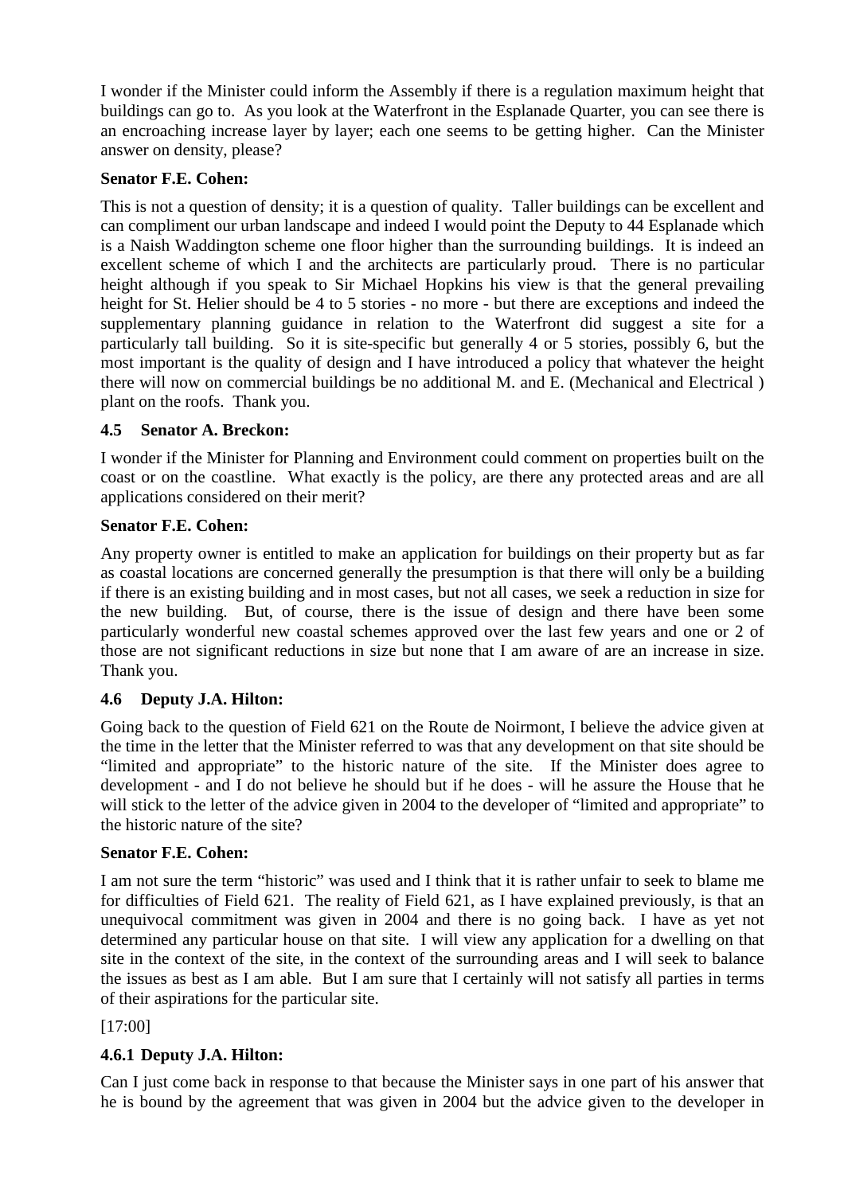I wonder if the Minister could inform the Assembly if there is a regulation maximum height that buildings can go to. As you look at the Waterfront in the Esplanade Quarter, you can see there is an encroaching increase layer by layer; each one seems to be getting higher. Can the Minister answer on density, please?

**Senator F.E. Cohen:**

This is not a question of density; it is a question of quality. Taller buildings can be excellent and can compliment our urban landscape and indeed I would point the Deputy to 44 Esplanade which is a Naish Waddington scheme one floor higher than the surrounding buildings. It is indeed an excellent scheme of which I and the architects are particularly proud. There is no particular height although if you speak to Sir Michael Hopkins his view is that the general prevailing height for St. Helier should be 4 to 5 stories - no more - but there are exceptions and indeed the supplementary planning guidance in relation to the Waterfront did suggest a site for a particularly tall building. So it is site-specific but generally 4 or 5 stories, possibly 6, but the most important is the quality of design and I have introduced a policy that whatever the height there will now on commercial buildings be no additional M. and E. (Mechanical and Electrical ) plant on the roofs. Thank you.

### 4.5 Senator A. Breckon:

I wonder if the Minister for Planning and Environment could comment on properties built on the coast or on the coastline. What exactly is the policy, are there any protected areas and are all applications considered on their merit?

**Senator F.E. Cohen:**

Any property owner is entitled to make an application for buildings on their property but as far as coastal locations are concerned generally the presumption is that there will only be a building if there is an existing building and in most cases, but not all cases, we seek a reduction in size for the new building. But, of course, there is the issue of design and there have been some particularly wonderful new coastal schemes approved over the last few years and one or 2 of those are not significant reductions in size but none that I am aware of are an increase in size. Thank you.

### 4.6 Deputy J.A. Hilton:

Going back to the question of Field 621 on the Route de Noirmont, I believe the advice given at the time in the letter that the Minister referred to was that any development on that site should be "limited and appropriate" to the historic nature of the site. If the Minister does agree to development - and I do not believe he should but if he does - will he assure the House that he will stick to the letter of the advice given in 2004 to the developer of "limited and appropriate" to the historic nature of the site?

**Senator F.E. Cohen:**

I am not sure the term "historic" was used and I think that it is rather unfair to seek to blame me for difficulties of Field 621. The reality of Field 621, as I have explained previously, is that an unequivocal commitment was given in 2004 and there is no going back. I have as yet not determined any particular house on that site. I will view any application for a dwelling on that site in the context of the site, in the context of the surrounding areas and I will seek to balance the issues as best as I am able. But I am sure that I certainly will not satisfy all parties in terms of their aspirations for the particular site.

[17:00]

### 4.6.1 Deputy J.A. Hilton:

Can I just come back in response to that because the Minister says in one part of his answer that he is bound by the agreement that was given in 2004 but the advice given to the developer in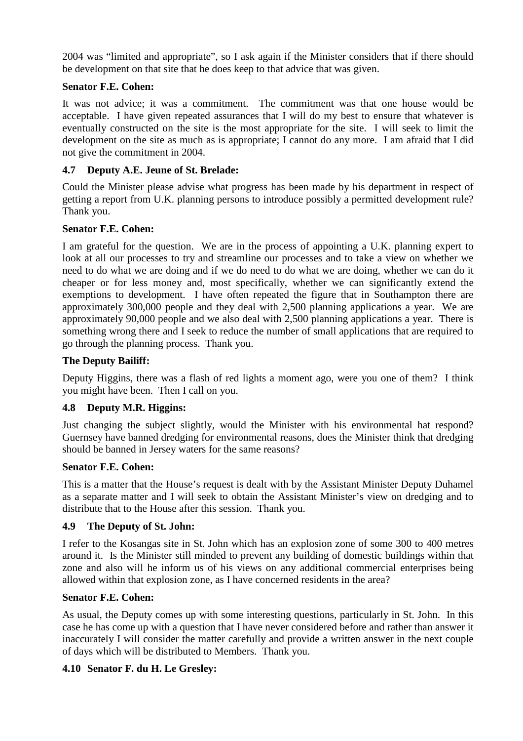2004 was "limited and appropriate", so I ask again if the Minister considers that if there should be development on that site that he does keep to that advice that was given.

**Senator F.E. Cohen:**

It was not advice; it was a commitment. The commitment was that one house would be acceptable. I have given repeated assurances that I will do my best to ensure that whatever is eventually constructed on the site is the most appropriate for the site. I will seek to limit the development on the site as much as is appropriate; I cannot do any more. I am afraid that I did not give the commitment in 2004.

**4.7 Deputy A.E. Jeune of St. Brelade:**

Could the Minister please advise what progress has been made by his department in respect of getting a report from U.K. planning persons to introduce possibly a permitted development rule? Thank you.

**Senator F.E. Cohen:**

I am grateful for the question. We are in the process of appointing a U.K. planning expert to look at all our processes to try and streamline our processes and to take a view on whether we need to do what we are doing and if we do need to do what we are doing, whether we can do it cheaper or for less money and, most specifically, whether we can significantly extend the exemptions to development. I have often repeated the figure that in Southampton there are approximately 300,000 people and they deal with 2,500 planning applications a year. We are approximately 90,000 people and we also deal with 2,500 planning applications a year. There is something wrong there and I seek to reduce the number of small applications that are required to go through the planning process. Thank you.

**The Deputy Bailiff:**

Deputy Higgins, there was a flash of red lights a moment ago, were you one of them? I think you might have been. Then I call on you.

**4.8 Deputy M.R. Higgins:**

Just changing the subject slightly, would the Minister with his environmental hat respond? Guernsey have banned dredging for environmental reasons, does the Minister think that dredging should be banned in Jersey waters for the same reasons?

**Senator F.E. Cohen:**

This is a matter that the House's request is dealt with by the Assistant Minister Deputy Duhamel as a separate matter and I will seek to obtain the Assistant Minister's view on dredging and to distribute that to the House after this session. Thank you.

**4.9 The Deputy of St. John:**

I refer to the Kosangas site in St. John which has an explosion zone of some 300 to 400 metres around it. Is the Minister still minded to prevent any building of domestic buildings within that zone and also will he inform us of his views on any additional commercial enterprises being allowed within that explosion zone, as I have concerned residents in the area?

**Senator F.E. Cohen:**

As usual, the Deputy comes up with some interesting questions, particularly in St. John. In this case he has come up with a question that I have never considered before and rather than answer it inaccurately I will consider the matter carefully and provide a written answer in the next couple of days which will be distributed to Members. Thank you.

**4.10 Senator F. du H. Le Gresley:**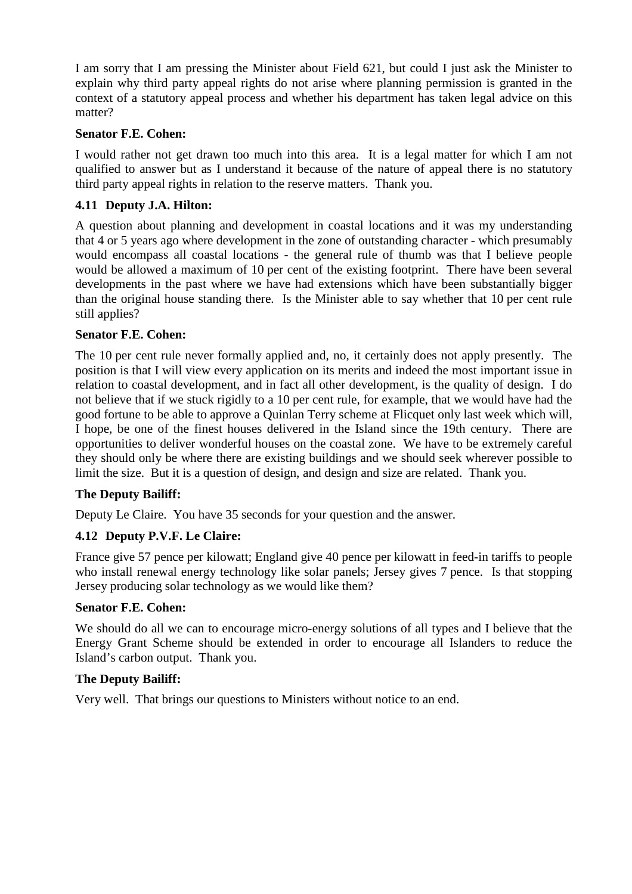I am sorry that I am pressing the Minister about Field 621, but could I just ask the Minister to explain why third party appeal rights do not arise where planning permission is granted in the context of a statutory appeal process and whether his department has taken legal advice on this matter?

**Senator F.E. Cohen:**

I would rather not get drawn too much into this area. It is a legal matter for which I am not qualified to answer but as I understand it because of the nature of appeal there is no statutory third party appeal rights in relation to the reserve matters. Thank you.

**4.11 Deputy J.A. Hilton:**

A question about planning and development in coastal locations and it was my understanding that 4 or 5 years ago where development in the zone of outstanding character - which presumably would encompass all coastal locations - the general rule of thumb was that I believe people would be allowed a maximum of 10 per cent of the existing footprint. There have been several developments in the past where we have had extensions which have been substantially bigger than the original house standing there. Is the Minister able to say whether that 10 per cent rule still applies?

**Senator F.E. Cohen:**

The 10 per cent rule never formally applied and, no, it certainly does not apply presently. The position is that I will view every application on its merits and indeed the most important issue in relation to coastal development, and in fact all other development, is the quality of design. I do not believe that if we stuck rigidly to a 10 per cent rule, for example, that we would have had the good fortune to be able to approve a Quinlan Terry scheme at Flicquet only last week which will, I hope, be one of the finest houses delivered in the Island since the 19th century. There are opportunities to deliver wonderful houses on the coastal zone. We have to be extremely careful they should only be where there are existing buildings and we should seek wherever possible to limit the size. But it is a question of design, and design and size are related. Thank you.

**The Deputy Bailiff:**

Deputy Le Claire. You have 35 seconds for your question and the answer.

**4.12 Deputy P.V.F. Le Claire:**

France give 57 pence per kilowatt; England give 40 pence per kilowatt in feed-in tariffs to people who install renewal energy technology like solar panels; Jersey gives 7 pence. Is that stopping Jersey producing solar technology as we would like them?

**Senator F.E. Cohen:**

We should do all we can to encourage micro-energy solutions of all types and I believe that the Energy Grant Scheme should be extended in order to encourage all Islanders to reduce the Island's carbon output. Thank you.

**The Deputy Bailiff:**

Very well. That brings our questions to Ministers without notice to an end.